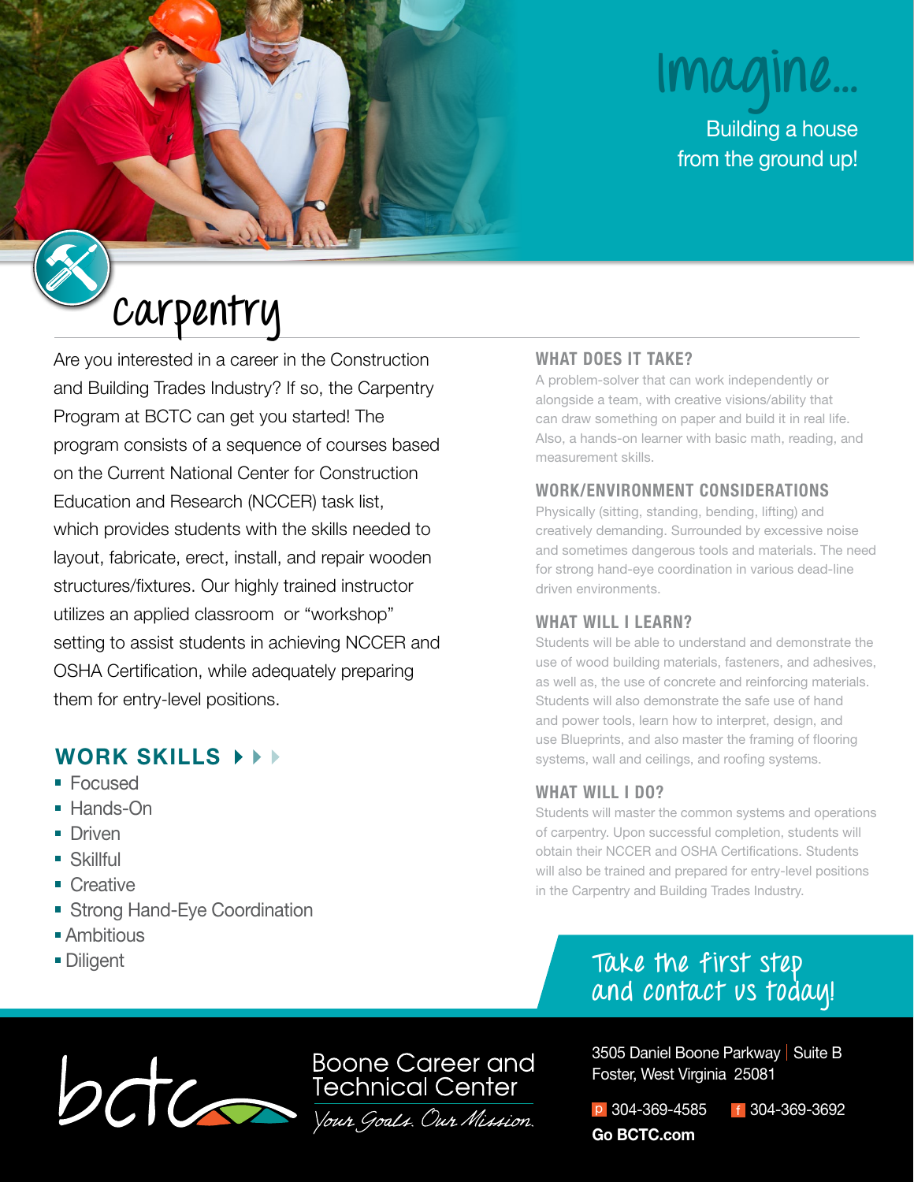# Imagine...

Building a house from the ground up!

# Carpentry

Are you interested in a career in the Construction and Building Trades Industry? If so, the Carpentry Program at BCTC can get you started! The program consists of a sequence of courses based on the Current National Center for Construction Education and Research (NCCER) task list, which provides students with the skills needed to layout, fabricate, erect, install, and repair wooden structures/fixtures. Our highly trained instructor utilizes an applied classroom or "workshop" setting to assist students in achieving NCCER and OSHA Certification, while adequately preparing them for entry-level positions.

## WORK SKILLS

- Focused
- Hands-On
- Driven
- Skillful
- Creative
- Strong Hand-Eye Coordination
- Ambitious
- Diligent

## WHAT DOES IT TAKE?

A problem-solver that can work independently or alongside a team, with creative visions/ability that can draw something on paper and build it in real life. Also, a hands-on learner with basic math, reading, and measurement skills.

## WORK/ENVIRONMENT CONSIDERATIONS

Physically (sitting, standing, bending, lifting) and creatively demanding. Surrounded by excessive noise and sometimes dangerous tools and materials. The need for strong hand-eye coordination in various dead-line driven environments.

## WHAT WILL I LEARN?

Students will be able to understand and demonstrate the use of wood building materials, fasteners, and adhesives, as well as, the use of concrete and reinforcing materials. Students will also demonstrate the safe use of hand and power tools, learn how to interpret, design, and use Blueprints, and also master the framing of flooring systems, wall and ceilings, and roofing systems.

## WHAT WILL I DO?

Students will master the common systems and operations of carpentry. Upon successful completion, students will obtain their NCCER and OSHA Certifications. Students will also be trained and prepared for entry-level positions in the Carpentry and Building Trades Industry.

**Take the first step and contact us today!**

bctc — Boone Career and Technical Center

*Your Goals. Our Mission.*

3505 Daniel Boone Parkway | Suite B
Foster, West Virginia 25081

p 304-369-4585 f 304-369-3692

**Go BCTC.com**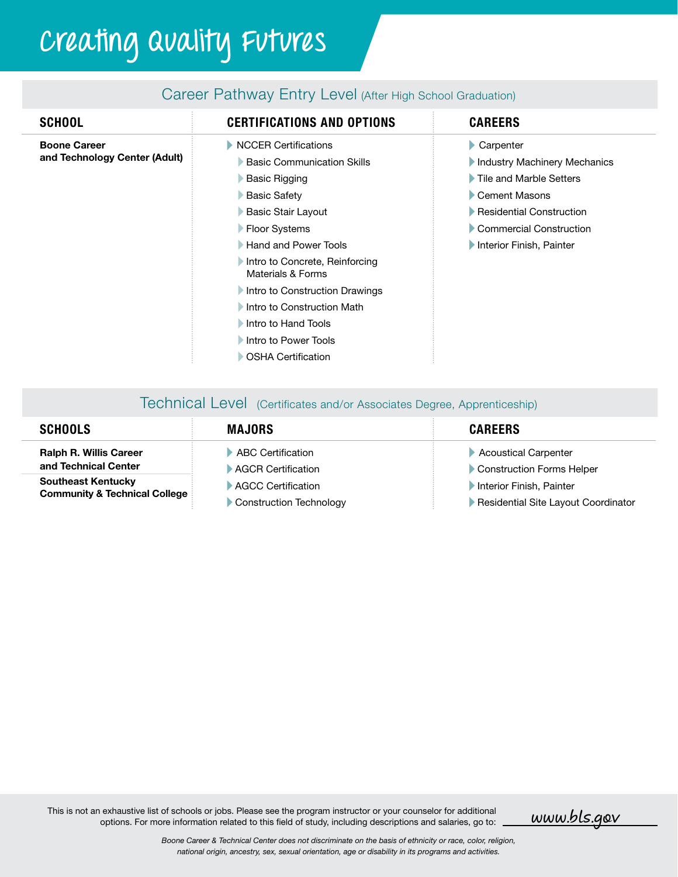# Creating Quality Futures

## Career Pathway Entry Level (After High School Graduation)

| SCHOOL | CERTIFICATIONS AND OPTIONS | CAREERS |
|---|---|---|
| **Boone Career and Technology Center (Adult)** | NCCER Certifications<br>- Basic Communication Skills<br>- Basic Rigging<br>- Basic Safety<br>- Basic Stair Layout<br>- Floor Systems<br>- Hand and Power Tools<br>- Intro to Concrete, Reinforcing Materials & Forms<br>- Intro to Construction Drawings<br>- Intro to Construction Math<br>- Intro to Hand Tools<br>- Intro to Power Tools<br>- OSHA Certification | Carpenter<br>Industry Machinery Mechanics<br>Tile and Marble Setters<br>Cement Masons<br>Residential Construction<br>Commercial Construction<br>Interior Finish, Painter |

## Technical Level (Certificates and/or Associates Degree, Apprenticeship)

| SCHOOLS | MAJORS | CAREERS |
|---|---|---|
| **Ralph R. Willis Career and Technical Center**<br>**Southeast Kentucky Community & Technical College** | ABC Certification<br>AGCR Certification<br>AGCC Certification<br>Construction Technology | Acoustical Carpenter<br>Construction Forms Helper<br>Interior Finish, Painter<br>Residential Site Layout Coordinator |

This is not an exhaustive list of schools or jobs. Please see the program instructor or your counselor for additional options. For more information related to this field of study, including descriptions and salaries, go to: www.bls.gov

*Boone Career & Technical Center does not discriminate on the basis of ethnicity or race, color, religion, national origin, ancestry, sex, sexual orientation, age or disability in its programs and activities.*